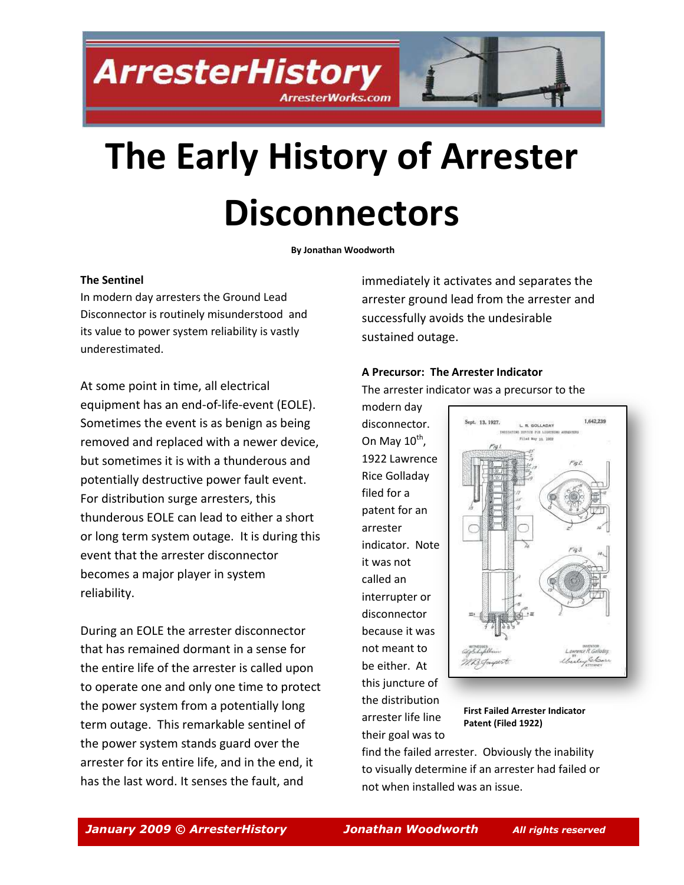# The Early History of Arrester Disconnectors

**By Jonathan Woodworth**

### The Sentinel

In modern day arresters the Ground Lead Disconnector is routinely misunderstood and its value to power system reliability is vastly underestimated.

At some point in time, all electrical equipment has an end-of-life-event (EOLE). Sometimes the event is as benign as being removed and replaced with a newer device, but sometimes it is with a thunderous and potentially destructive power fault event. For distribution surge arresters, this thunderous EOLE can lead to either a short or long term system outage. It is during this event that the arrester disconnector becomes a major player in system reliability.

During an EOLE the arrester disconnector that has remained dormant in a sense for the entire life of the arrester is called upon to operate one and only one time to protect the power system from a potentially long term outage. This remarkable sentinel of the power system stands guard over the arrester for its entire life, and in the end, it has the last word. It senses the fault, and immediately it activates and separates the arrester ground lead from the arrester and successfully avoids the undesirable sustained outage.

### A Precursor: The Arrester Indicator

The arrester indicator was a precursor to the modern day disconnector. On May 10th, 1922 Lawrence Rice Golladay filed for a patent for an arrester indicator. Note it was not called an interrupter or disconnector because it was not meant to be either. At this juncture of the distribution arrester life line their goal was to find the failed arrester. Obviously the inability to visually determine if an arrester had failed or not when installed was an issue.

**First Failed Arrester Indicator Patent (Filed 1922)**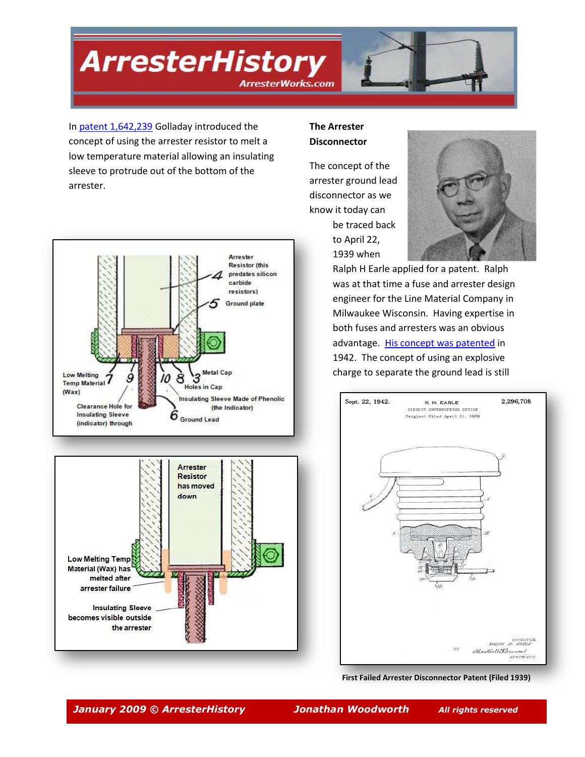In patent 1,642,239 Golladay introduced the concept of using the arrester resistor to melt a low temperature material allowing an insulating sleeve to protrude out of the bottom of the arrester.

Arrester Resistor (this predates silicon carbide resistors)

Ground plate

Low Melting Temp Material (Wax)

Metal Cap

Holes in Cap

Insulating Sleeve Made of Phenolic (the Indicator)

Clearance Hole for Insulating Sleeve (indicator) through

Ground Lead

Arrester Resistor has moved down

Low Melting Temp Material (Wax) has melted after arrester failure

Insulating Sleeve becomes visible outside the arrester

**The Arrester Disconnector**

The concept of the arrester ground lead disconnector as we know it today can be traced back to April 22, 1939 when Ralph H Earle applied for a patent. Ralph was at that time a fuse and arrester design engineer for the Line Material Company in Milwaukee Wisconsin. Having expertise in both fuses and arresters was an obvious advantage. His concept was patented in 1942. The concept of using an explosive charge to separate the ground lead is still

Sept. 22, 1942. R. H. EARLE 2,296,708

CIRCUIT INTERRUPTING DEVICE

Original Filed April 21, 1939

INVENTOR. RALPH H. EARLE

BY ATTORNEY.

**First Failed Arrester Disconnector Patent (Filed 1939)**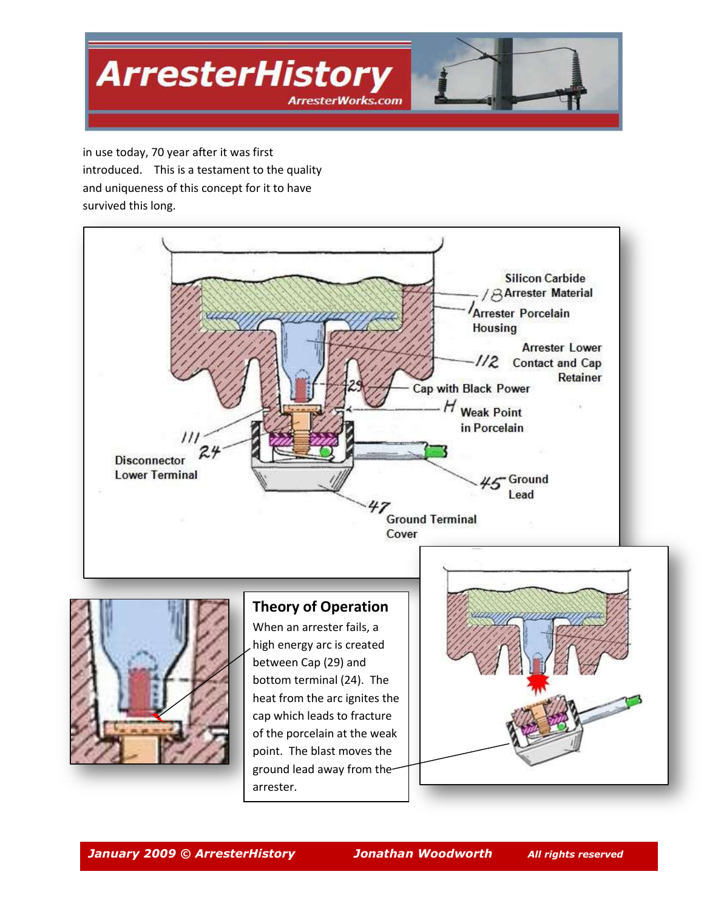in use today, 70 year after it was first introduced. This is a testament to the quality and uniqueness of this concept for it to have survived this long.

Silicon Carbide
18 Arrester Material

1 Arrester Porcelain Housing

112 Arrester Lower Contact and Cap Retainer

29 Cap with Black Power

H Weak Point in Porcelain

111

24

Disconnector Lower Terminal

45 Ground Lead

47 Ground Terminal Cover

### Theory of Operation

When an arrester fails, a high energy arc is created between Cap (29) and bottom terminal (24). The heat from the arc ignites the cap which leads to fracture of the porcelain at the weak point. The blast moves the ground lead away from the arrester.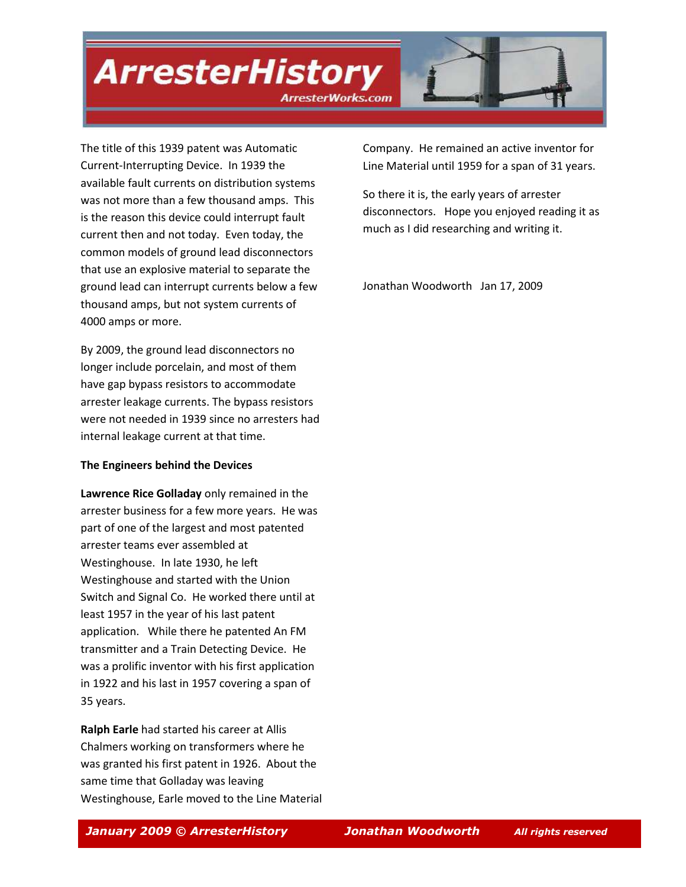The title of this 1939 patent was Automatic Current-Interrupting Device. In 1939 the available fault currents on distribution systems was not more than a few thousand amps. This is the reason this device could interrupt fault current then and not today. Even today, the common models of ground lead disconnectors that use an explosive material to separate the ground lead can interrupt currents below a few thousand amps, but not system currents of 4000 amps or more.

By 2009, the ground lead disconnectors no longer include porcelain, and most of them have gap bypass resistors to accommodate arrester leakage currents. The bypass resistors were not needed in 1939 since no arresters had internal leakage current at that time.

**The Engineers behind the Devices**

**Lawrence Rice Golladay** only remained in the arrester business for a few more years. He was part of one of the largest and most patented arrester teams ever assembled at Westinghouse. In late 1930, he left Westinghouse and started with the Union Switch and Signal Co. He worked there until at least 1957 in the year of his last patent application. While there he patented An FM transmitter and a Train Detecting Device. He was a prolific inventor with his first application in 1922 and his last in 1957 covering a span of 35 years.

**Ralph Earle** had started his career at Allis Chalmers working on transformers where he was granted his first patent in 1926. About the same time that Golladay was leaving Westinghouse, Earle moved to the Line Material Company. He remained an active inventor for Line Material until 1959 for a span of 31 years.

So there it is, the early years of arrester disconnectors. Hope you enjoyed reading it as much as I did researching and writing it.

Jonathan Woodworth Jan 17, 2009